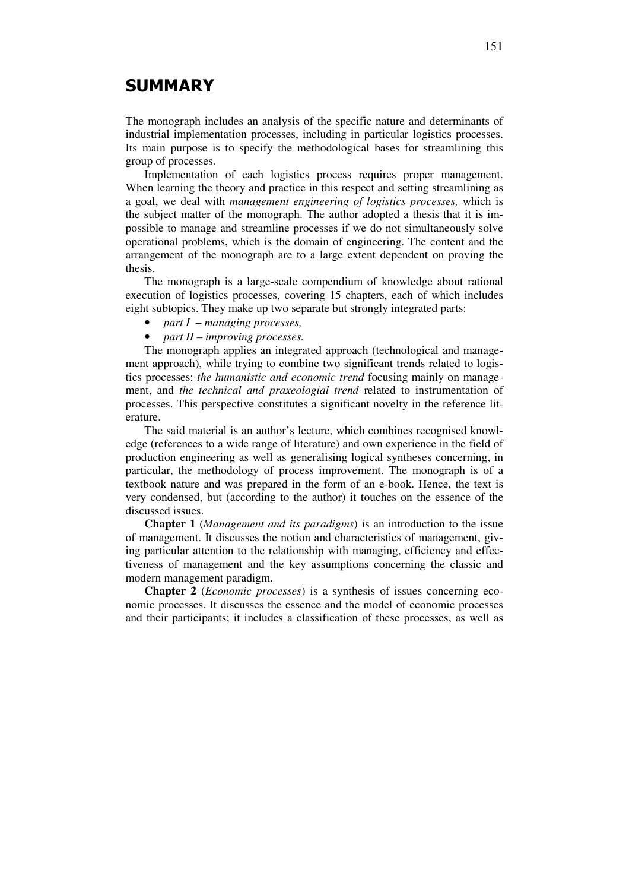# SUMMARY

The monograph includes an analysis of the specific nature and determinants of industrial implementation processes, including in particular logistics processes. Its main purpose is to specify the methodological bases for streamlining this group of processes.

Implementation of each logistics process requires proper management. When learning the theory and practice in this respect and setting streamlining as a goal, we deal with *management engineering of logistics processes,* which is the subject matter of the monograph. The author adopted a thesis that it is impossible to manage and streamline processes if we do not simultaneously solve operational problems, which is the domain of engineering. The content and the arrangement of the monograph are to a large extent dependent on proving the thesis.

The monograph is a large-scale compendium of knowledge about rational execution of logistics processes, covering 15 chapters, each of which includes eight subtopics. They make up two separate but strongly integrated parts:

- *part I – managing processes,*
- *part II – improving processes.*

The monograph applies an integrated approach (technological and management approach), while trying to combine two significant trends related to logistics processes: *the humanistic and economic trend* focusing mainly on management, and *the technical and praxeologial trend* related to instrumentation of processes. This perspective constitutes a significant novelty in the reference literature.

The said material is an author's lecture, which combines recognised knowledge (references to a wide range of literature) and own experience in the field of production engineering as well as generalising logical syntheses concerning, in particular, the methodology of process improvement. The monograph is of a textbook nature and was prepared in the form of an e-book. Hence, the text is very condensed, but (according to the author) it touches on the essence of the discussed issues.

**Chapter 1** (*Management and its paradigms*) is an introduction to the issue of management. It discusses the notion and characteristics of management, giving particular attention to the relationship with managing, efficiency and effectiveness of management and the key assumptions concerning the classic and modern management paradigm.

**Chapter 2** (*Economic processes*) is a synthesis of issues concerning economic processes. It discusses the essence and the model of economic processes and their participants; it includes a classification of these processes, as well as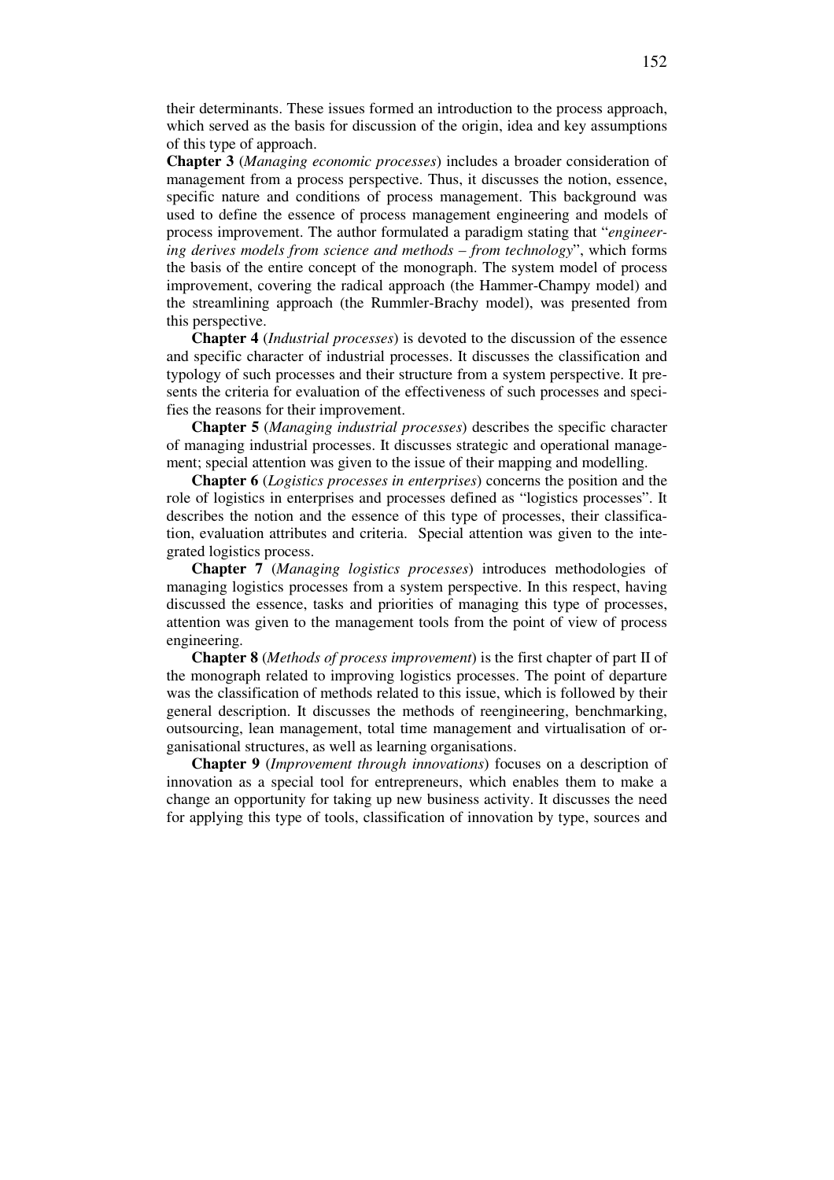their determinants. These issues formed an introduction to the process approach, which served as the basis for discussion of the origin, idea and key assumptions of this type of approach.

**Chapter 3** (*Managing economic processes*) includes a broader consideration of management from a process perspective. Thus, it discusses the notion, essence, specific nature and conditions of process management. This background was used to define the essence of process management engineering and models of process improvement. The author formulated a paradigm stating that "*engineering derives models from science and methods – from technology*", which forms the basis of the entire concept of the monograph. The system model of process improvement, covering the radical approach (the Hammer-Champy model) and the streamlining approach (the Rummler-Brachy model), was presented from this perspective.

**Chapter 4** (*Industrial processes*) is devoted to the discussion of the essence and specific character of industrial processes. It discusses the classification and typology of such processes and their structure from a system perspective. It presents the criteria for evaluation of the effectiveness of such processes and specifies the reasons for their improvement.

**Chapter 5** (*Managing industrial processes*) describes the specific character of managing industrial processes. It discusses strategic and operational management; special attention was given to the issue of their mapping and modelling.

**Chapter 6** (*Logistics processes in enterprises*) concerns the position and the role of logistics in enterprises and processes defined as "logistics processes". It describes the notion and the essence of this type of processes, their classification, evaluation attributes and criteria. Special attention was given to the integrated logistics process.

**Chapter 7** (*Managing logistics processes*) introduces methodologies of managing logistics processes from a system perspective. In this respect, having discussed the essence, tasks and priorities of managing this type of processes, attention was given to the management tools from the point of view of process engineering.

**Chapter 8** (*Methods of process improvement*) is the first chapter of part II of the monograph related to improving logistics processes. The point of departure was the classification of methods related to this issue, which is followed by their general description. It discusses the methods of reengineering, benchmarking, outsourcing, lean management, total time management and virtualisation of organisational structures, as well as learning organisations.

**Chapter 9** (*Improvement through innovations*) focuses on a description of innovation as a special tool for entrepreneurs, which enables them to make a change an opportunity for taking up new business activity. It discusses the need for applying this type of tools, classification of innovation by type, sources and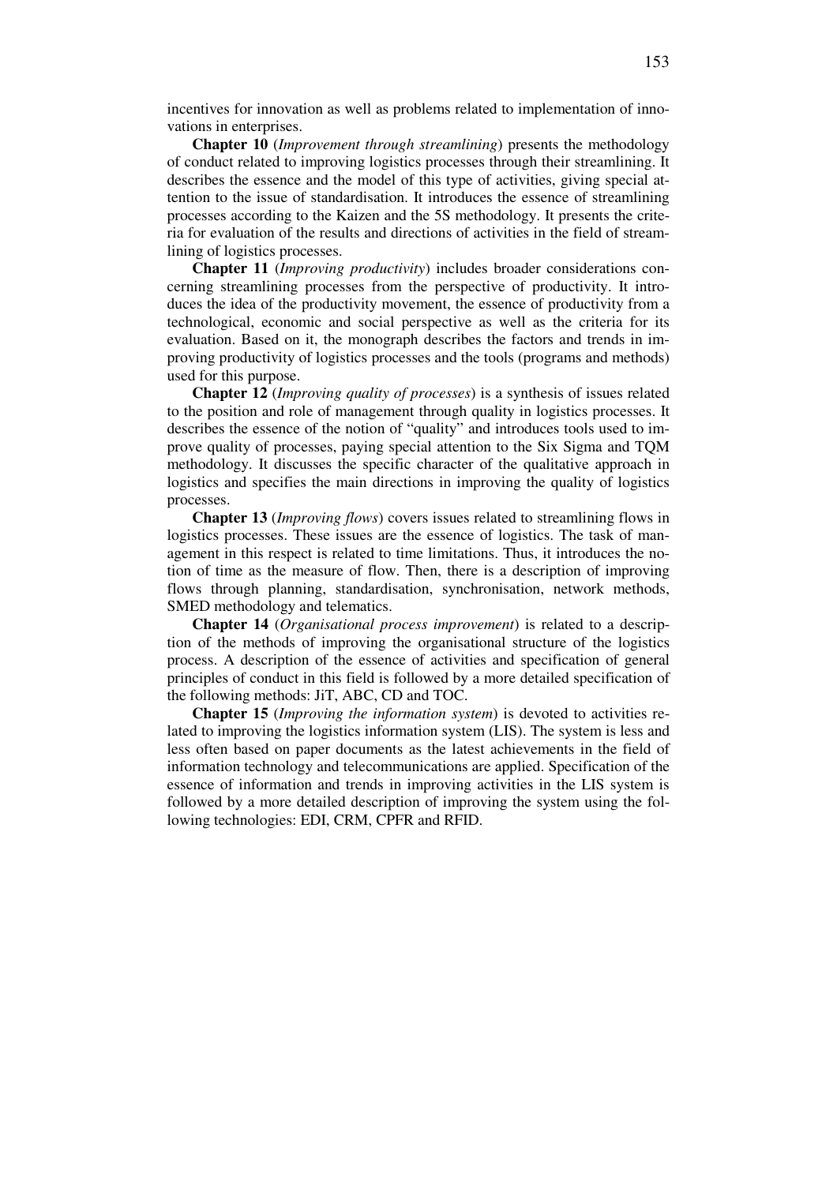incentives for innovation as well as problems related to implementation of innovations in enterprises.

**Chapter 10** (*Improvement through streamlining*) presents the methodology of conduct related to improving logistics processes through their streamlining. It describes the essence and the model of this type of activities, giving special attention to the issue of standardisation. It introduces the essence of streamlining processes according to the Kaizen and the 5S methodology. It presents the criteria for evaluation of the results and directions of activities in the field of streamlining of logistics processes.

**Chapter 11** (*Improving productivity*) includes broader considerations concerning streamlining processes from the perspective of productivity. It introduces the idea of the productivity movement, the essence of productivity from a technological, economic and social perspective as well as the criteria for its evaluation. Based on it, the monograph describes the factors and trends in improving productivity of logistics processes and the tools (programs and methods) used for this purpose.

**Chapter 12** (*Improving quality of processes*) is a synthesis of issues related to the position and role of management through quality in logistics processes. It describes the essence of the notion of "quality" and introduces tools used to improve quality of processes, paying special attention to the Six Sigma and TQM methodology. It discusses the specific character of the qualitative approach in logistics and specifies the main directions in improving the quality of logistics processes.

**Chapter 13** (*Improving flows*) covers issues related to streamlining flows in logistics processes. These issues are the essence of logistics. The task of management in this respect is related to time limitations. Thus, it introduces the notion of time as the measure of flow. Then, there is a description of improving flows through planning, standardisation, synchronisation, network methods, SMED methodology and telematics.

**Chapter 14** (*Organisational process improvement*) is related to a description of the methods of improving the organisational structure of the logistics process. A description of the essence of activities and specification of general principles of conduct in this field is followed by a more detailed specification of the following methods: JiT, ABC, CD and TOC.

**Chapter 15** (*Improving the information system*) is devoted to activities related to improving the logistics information system (LIS). The system is less and less often based on paper documents as the latest achievements in the field of information technology and telecommunications are applied. Specification of the essence of information and trends in improving activities in the LIS system is followed by a more detailed description of improving the system using the following technologies: EDI, CRM, CPFR and RFID.